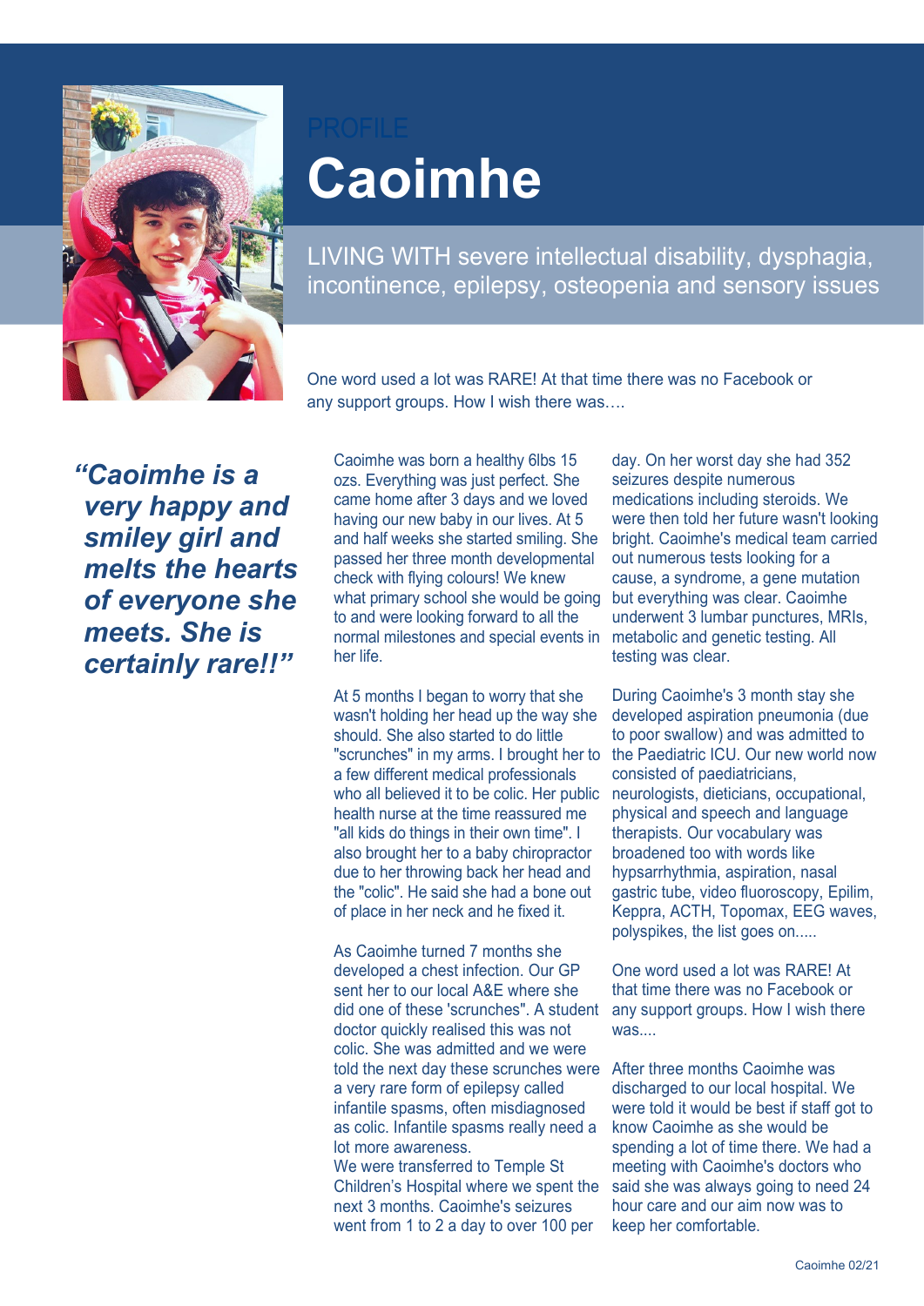PROFILE

# Caoimhe

LIVING WITH severe intellectual disability, dysphagia, incontinence, epilepsy, osteopenia and sensory issues

One word used a lot was RARE! At that time there was no Facebook or any support groups. How I wish there was….

***"Caoimhe is a very happy and smiley girl and melts the hearts of everyone she meets. She is certainly rare!!"***

Caoimhe was born a healthy 6lbs 15 ozs. Everything was just perfect. She came home after 3 days and we loved having our new baby in our lives. At 5 and half weeks she started smiling. She passed her three month developmental check with flying colours! We knew what primary school she would be going to and were looking forward to all the normal milestones and special events in her life.

At 5 months I began to worry that she wasn't holding her head up the way she should. She also started to do little "scrunches" in my arms. I brought her to a few different medical professionals who all believed it to be colic. Her public health nurse at the time reassured me "all kids do things in their own time". I also brought her to a baby chiropractor due to her throwing back her head and the "colic". He said she had a bone out of place in her neck and he fixed it.

As Caoimhe turned 7 months she developed a chest infection. Our GP sent her to our local A&E where she did one of these 'scrunches". A student doctor quickly realised this was not colic. She was admitted and we were told the next day these scrunches were a very rare form of epilepsy called infantile spasms, often misdiagnosed as colic. Infantile spasms really need a lot more awareness.
We were transferred to Temple St Children's Hospital where we spent the next 3 months. Caoimhe's seizures went from 1 to 2 a day to over 100 per day. On her worst day she had 352 seizures despite numerous medications including steroids. We were then told her future wasn't looking bright. Caoimhe's medical team carried out numerous tests looking for a cause, a syndrome, a gene mutation but everything was clear. Caoimhe underwent 3 lumbar punctures, MRIs, metabolic and genetic testing. All testing was clear.

During Caoimhe's 3 month stay she developed aspiration pneumonia (due to poor swallow) and was admitted to the Paediatric ICU. Our new world now consisted of paediatricians, neurologists, dieticians, occupational, physical and speech and language therapists. Our vocabulary was broadened too with words like hypsarrhythmia, aspiration, nasal gastric tube, video fluoroscopy, Epilim, Keppra, ACTH, Topomax, EEG waves, polyspikes, the list goes on.....

One word used a lot was RARE! At that time there was no Facebook or any support groups. How I wish there was....

After three months Caoimhe was discharged to our local hospital. We were told it would be best if staff got to know Caoimhe as she would be spending a lot of time there. We had a meeting with Caoimhe's doctors who said she was always going to need 24 hour care and our aim now was to keep her comfortable.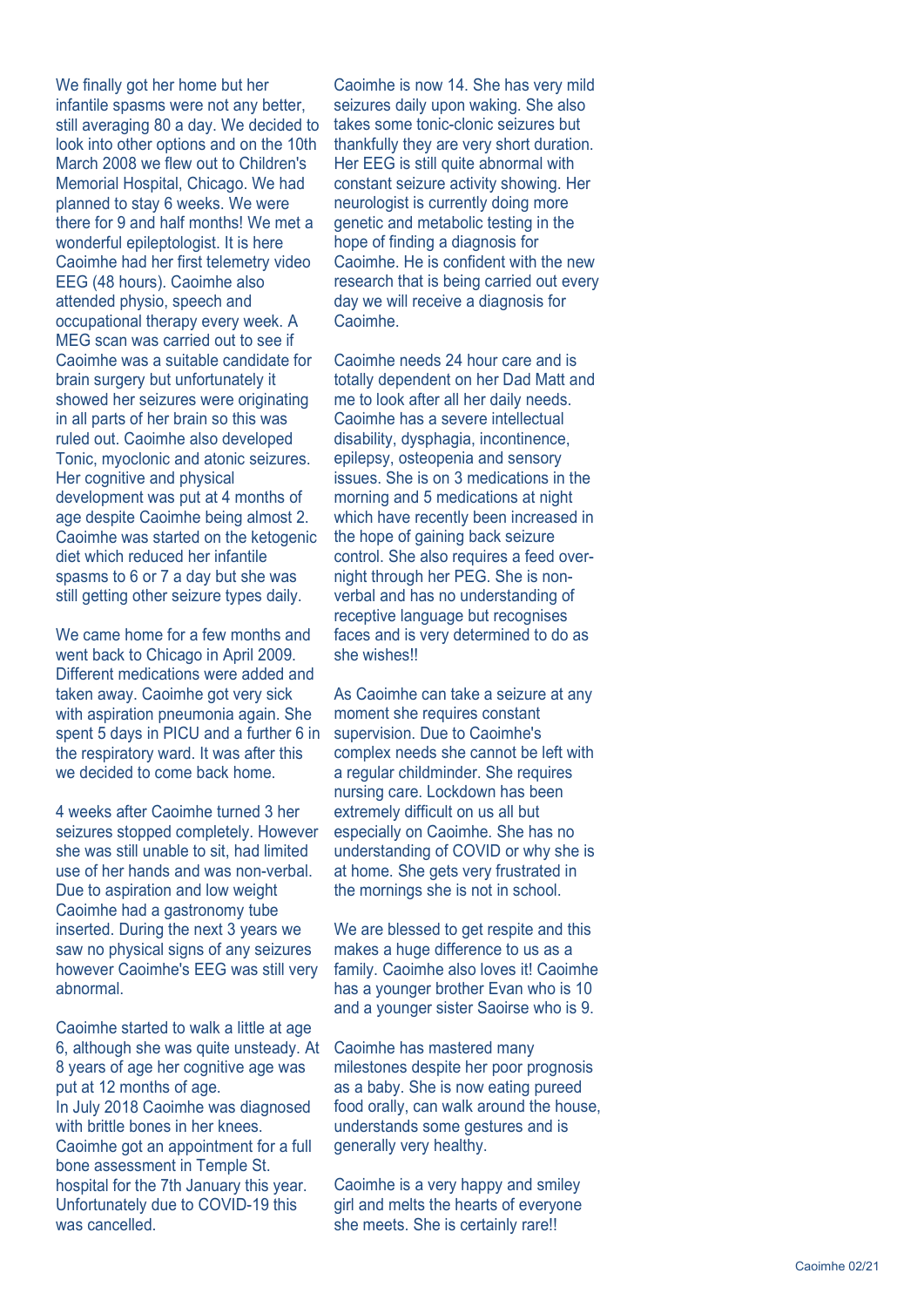We finally got her home but her infantile spasms were not any better, still averaging 80 a day. We decided to look into other options and on the 10th March 2008 we flew out to Children's Memorial Hospital, Chicago. We had planned to stay 6 weeks. We were there for 9 and half months! We met a wonderful epileptologist. It is here Caoimhe had her first telemetry video EEG (48 hours). Caoimhe also attended physio, speech and occupational therapy every week. A MEG scan was carried out to see if Caoimhe was a suitable candidate for brain surgery but unfortunately it showed her seizures were originating in all parts of her brain so this was ruled out. Caoimhe also developed Tonic, myoclonic and atonic seizures. Her cognitive and physical development was put at 4 months of age despite Caoimhe being almost 2. Caoimhe was started on the ketogenic diet which reduced her infantile spasms to 6 or 7 a day but she was still getting other seizure types daily.

We came home for a few months and went back to Chicago in April 2009. Different medications were added and taken away. Caoimhe got very sick with aspiration pneumonia again. She spent 5 days in PICU and a further 6 in the respiratory ward. It was after this we decided to come back home.

4 weeks after Caoimhe turned 3 her seizures stopped completely. However she was still unable to sit, had limited use of her hands and was non-verbal. Due to aspiration and low weight Caoimhe had a gastronomy tube inserted. During the next 3 years we saw no physical signs of any seizures however Caoimhe's EEG was still very abnormal.

Caoimhe started to walk a little at age 6, although she was quite unsteady. At 8 years of age her cognitive age was put at 12 months of age.
In July 2018 Caoimhe was diagnosed with brittle bones in her knees. Caoimhe got an appointment for a full bone assessment in Temple St. hospital for the 7th January this year. Unfortunately due to COVID-19 this was cancelled.

Caoimhe is now 14. She has very mild seizures daily upon waking. She also takes some tonic-clonic seizures but thankfully they are very short duration. Her EEG is still quite abnormal with constant seizure activity showing. Her neurologist is currently doing more genetic and metabolic testing in the hope of finding a diagnosis for Caoimhe. He is confident with the new research that is being carried out every day we will receive a diagnosis for Caoimhe.

Caoimhe needs 24 hour care and is totally dependent on her Dad Matt and me to look after all her daily needs. Caoimhe has a severe intellectual disability, dysphagia, incontinence, epilepsy, osteopenia and sensory issues. She is on 3 medications in the morning and 5 medications at night which have recently been increased in the hope of gaining back seizure control. She also requires a feed over-night through her PEG. She is non-verbal and has no understanding of receptive language but recognises faces and is very determined to do as she wishes!!

As Caoimhe can take a seizure at any moment she requires constant supervision. Due to Caoimhe's complex needs she cannot be left with a regular childminder. She requires nursing care. Lockdown has been extremely difficult on us all but especially on Caoimhe. She has no understanding of COVID or why she is at home. She gets very frustrated in the mornings she is not in school.

We are blessed to get respite and this makes a huge difference to us as a family. Caoimhe also loves it! Caoimhe has a younger brother Evan who is 10 and a younger sister Saoirse who is 9.

Caoimhe has mastered many milestones despite her poor prognosis as a baby. She is now eating pureed food orally, can walk around the house, understands some gestures and is generally very healthy.

Caoimhe is a very happy and smiley girl and melts the hearts of everyone she meets. She is certainly rare!!